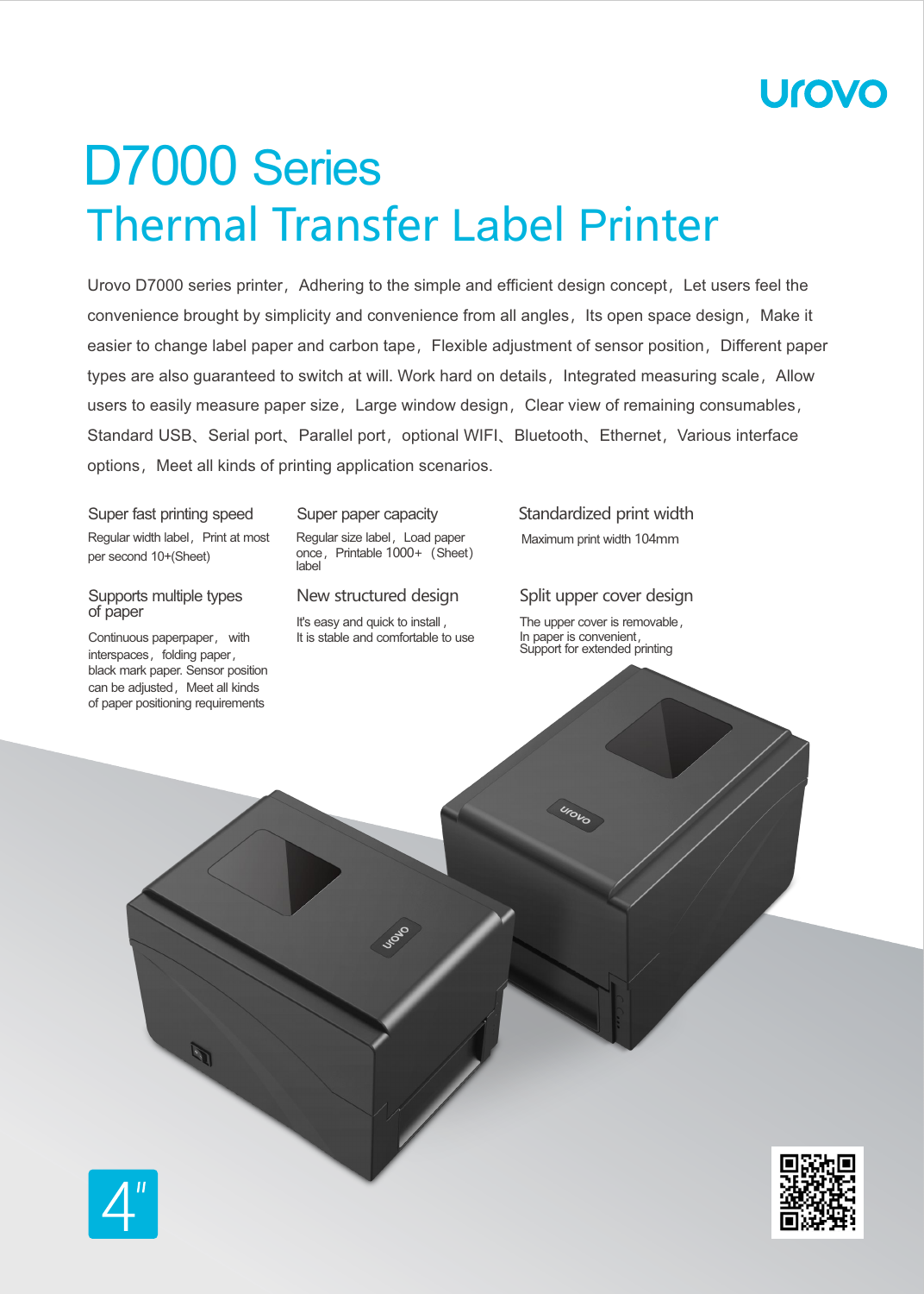urovo

# D7000 Series
# Thermal Transfer Label Printer

Urovo D7000 series printer，Adhering to the simple and efficient design concept，Let users feel the convenience brought by simplicity and convenience from all angles，Its open space design，Make it easier to change label paper and carbon tape，Flexible adjustment of sensor position，Different paper types are also guaranteed to switch at will. Work hard on details，Integrated measuring scale，Allow users to easily measure paper size，Large window design，Clear view of remaining consumables，Standard USB、Serial port、Parallel port，optional WIFI、Bluetooth、Ethernet，Various interface options，Meet all kinds of printing application scenarios.

### Super fast printing speed

Regular width label，Print at most per second 10+(Sheet)

### Super paper capacity

Regular size label，Load paper once，Printable 1000+（Sheet）label

### Standardized print width

Maximum print width 104mm

### Supports multiple types of paper

Continuous paperpaper，with interspaces，folding paper，black mark paper. Sensor position can be adjusted，Meet all kinds of paper positioning requirements

### New structured design

It's easy and quick to install，
It is stable and comfortable to use

### Split upper cover design

The upper cover is removable，
In paper is convenient，
Support for extended printing

4"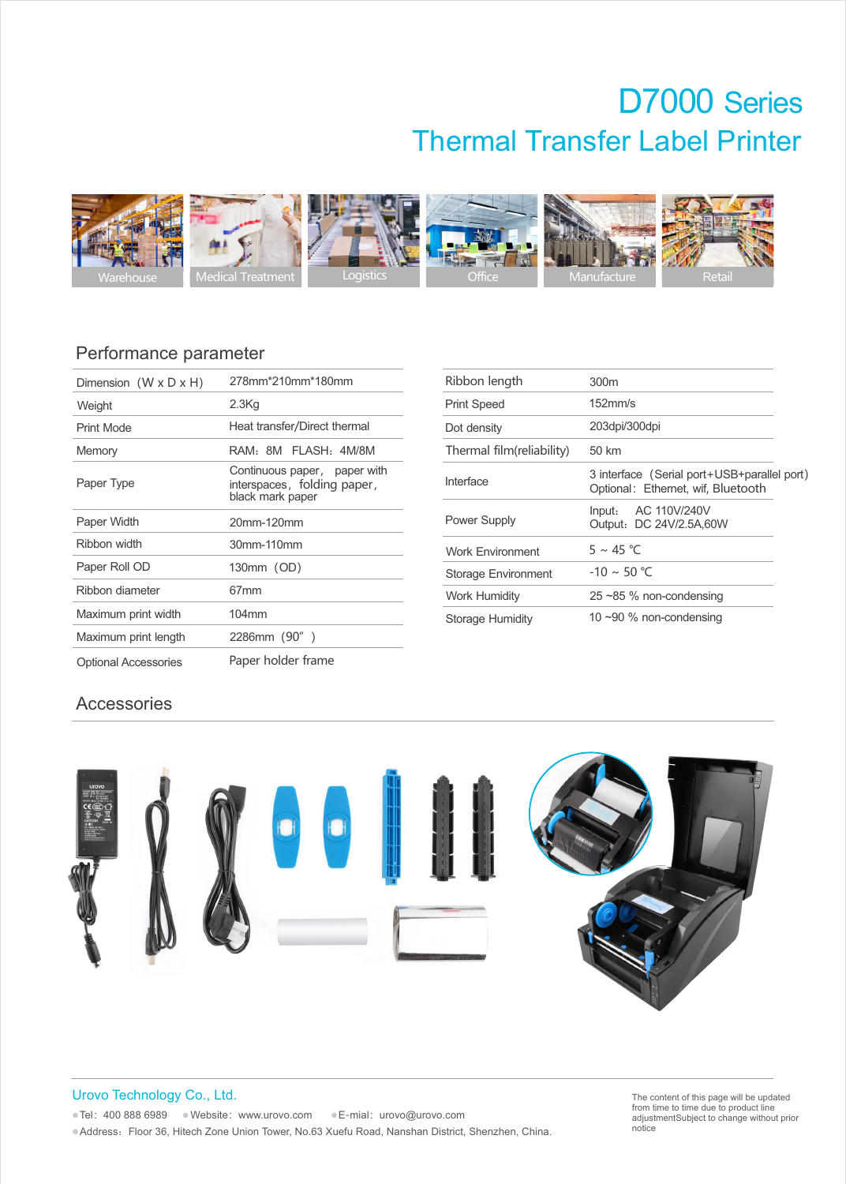# D7000 Series

## Thermal Transfer Label Printer

Warehouse | Medical Treatment | Logistics | Office | Manufacture | Retail

## Performance parameter

| | |
|---|---|
| Dimension（W x D x H) | 278mm*210mm*180mm |
| Weight | 2.3Kg |
| Print Mode | Heat transfer/Direct thermal |
| Memory | RAM：8M FLASH：4M/8M |
| Paper Type | Continuous paper， paper with interspaces，folding paper，black mark paper |
| Paper Width | 20mm-120mm |
| Ribbon width | 30mm-110mm |
| Paper Roll OD | 130mm（OD) |
| Ribbon diameter | 67mm |
| Maximum print width | 104mm |
| Maximum print length | 2286mm（90”） |
| Optional Accessories | Paper holder frame |

| | |
|---|---|
| Ribbon length | 300m |
| Print Speed | 152mm/s |
| Dot density | 203dpi/300dpi |
| Thermal film(reliability) | 50 km |
| Interface | 3 interface（Serial port+USB+parallel port）Optional：Ethernet, wif, Bluetooth |
| Power Supply | Input： AC 110V/240V Output：DC 24V/2.5A,60W |
| Work Environment | 5 ~ 45 ℃ |
| Storage Environment | -10 ~ 50 ℃ |
| Work Humidity | 25 ~85 % non-condensing |
| Storage Humidity | 10 ~90 % non-condensing |

## Accessories

Urovo Technology Co., Ltd.

- Tel：400 888 6989
- Website：www.urovo.com
- E-mial：urovo@urovo.com
- Address：Floor 36, Hitech Zone Union Tower, No.63 Xuefu Road, Nanshan District, Shenzhen, China.

The content of this page will be updated from time to time due to product line adjustmentSubject to change without prior notice